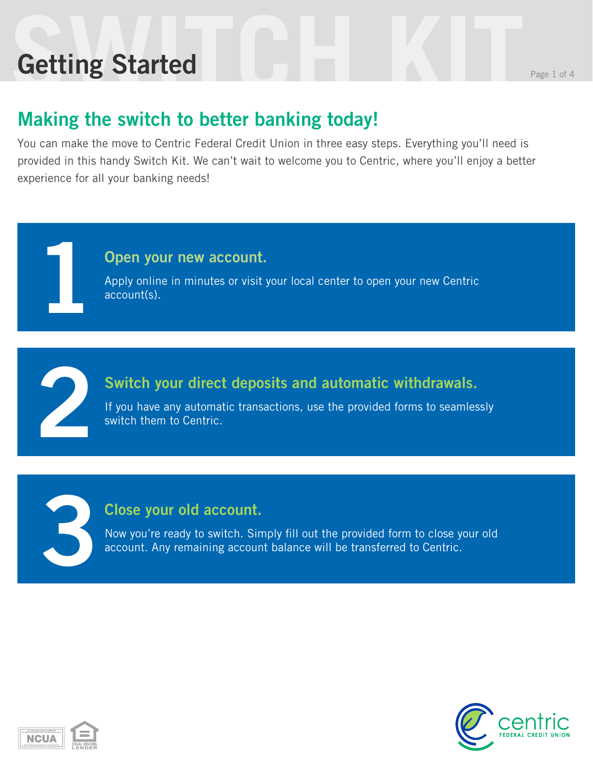# Getting Started

## Making the switch to better banking today!

You can make the move to Centric Federal Credit Union in three easy steps. Everything you'll need is provided in this handy Switch Kit. We can't wait to welcome you to Centric, where you'll enjoy a better experience for all your banking needs!

### 1 Open your new account.

Apply online in minutes or visit your local center to open your new Centric account(s).

### 2 Switch your direct deposits and automatic withdrawals.

If you have any automatic transactions, use the provided forms to seamlessly switch them to Centric.

### 3 Close your old account.

Now you're ready to switch. Simply fill out the provided form to close your old account. Any remaining account balance will be transferred to Centric.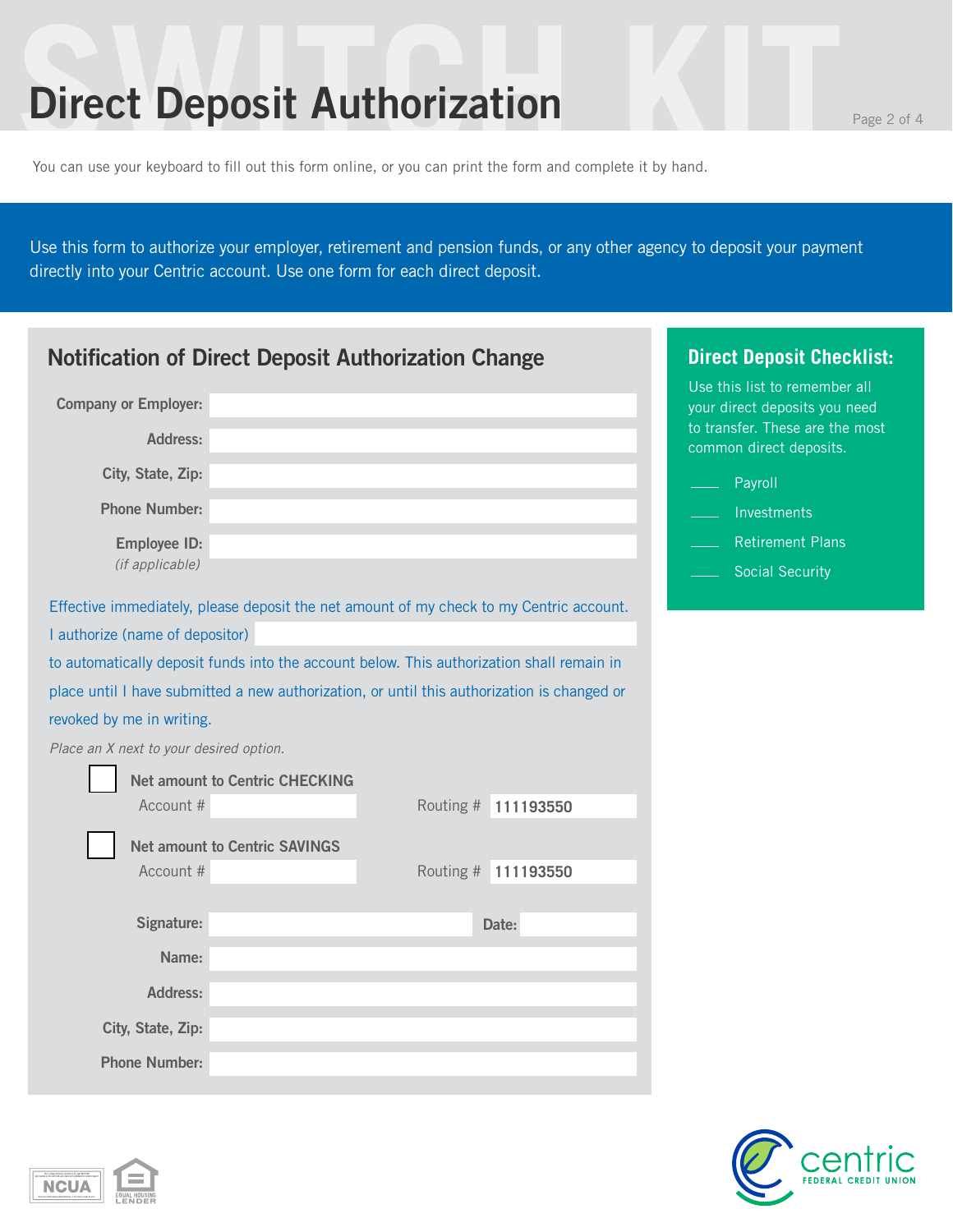# Direct Deposit Authorization

You can use your keyboard to fill out this form online, or you can print the form and complete it by hand.

Use this form to authorize your employer, retirement and pension funds, or any other agency to deposit your payment directly into your Centric account. Use one form for each direct deposit.

## Notification of Direct Deposit Authorization Change

**Company or Employer:** ______________________

**Address:** ______________________

**City, State, Zip:** ______________________

**Phone Number:** ______________________

**Employee ID:** ______________________
*(if applicable)*

Effective immediately, please deposit the net amount of my check to my Centric account.

I authorize (name of depositor) ______________________

to automatically deposit funds into the account below. This authorization shall remain in place until I have submitted a new authorization, or until this authorization is changed or revoked by me in writing.

*Place an X next to your desired option.*

☐ **Net amount to Centric CHECKING**
Account # ______________ Routing # **111193550**

☐ **Net amount to Centric SAVINGS**
Account # ______________ Routing # **111193550**

**Signature:** ______________________ **Date:** ____________

**Name:** ______________________

**Address:** ______________________

**City, State, Zip:** ______________________

**Phone Number:** ______________________

## Direct Deposit Checklist:

Use this list to remember all your direct deposits you need to transfer. These are the most common direct deposits.

- ____ Payroll
- ____ Investments
- ____ Retirement Plans
- ____ Social Security

NCUA

EQUAL HOUSING LENDER

centric FEDERAL CREDIT UNION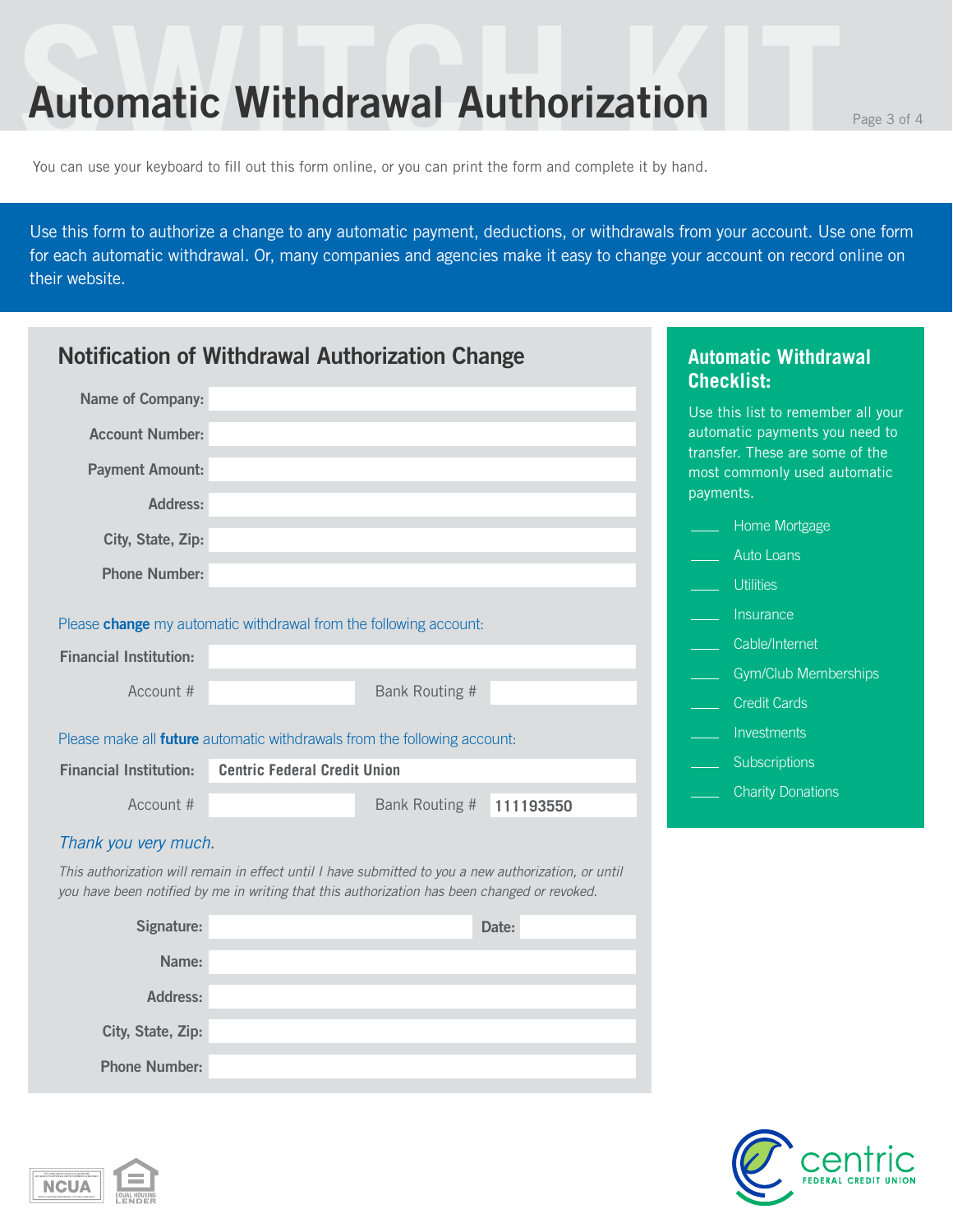# Automatic Withdrawal Authorization

You can use your keyboard to fill out this form online, or you can print the form and complete it by hand.

Use this form to authorize a change to any automatic payment, deductions, or withdrawals from your account. Use one form for each automatic withdrawal. Or, many companies and agencies make it easy to change your account on record online on their website.

## Notification of Withdrawal Authorization Change

**Name of Company:** ____________________

**Account Number:** ____________________

**Payment Amount:** ____________________

**Address:** ____________________

**City, State, Zip:** ____________________

**Phone Number:** ____________________

Please **change** my automatic withdrawal from the following account:

**Financial Institution:** ____________________

Account # ____________ Bank Routing # ____________

Please make all **future** automatic withdrawals from the following account:

**Financial Institution:** Centric Federal Credit Union

Account # ____________ Bank Routing # 111193550

*Thank you very much.*

*This authorization will remain in effect until I have submitted to you a new authorization, or until you have been notified by me in writing that this authorization has been changed or revoked.*

**Signature:** ____________________ **Date:** ____________

**Name:** ____________________

**Address:** ____________________

**City, State, Zip:** ____________________

**Phone Number:** ____________________

## Automatic Withdrawal Checklist:

Use this list to remember all your automatic payments you need to transfer. These are some of the most commonly used automatic payments.

- ____ Home Mortgage
- ____ Auto Loans
- ____ Utilities
- ____ Insurance
- ____ Cable/Internet
- ____ Gym/Club Memberships
- ____ Credit Cards
- ____ Investments
- ____ Subscriptions
- ____ Charity Donations

NCUA

EQUAL HOUSING LENDER

centric FEDERAL CREDIT UNION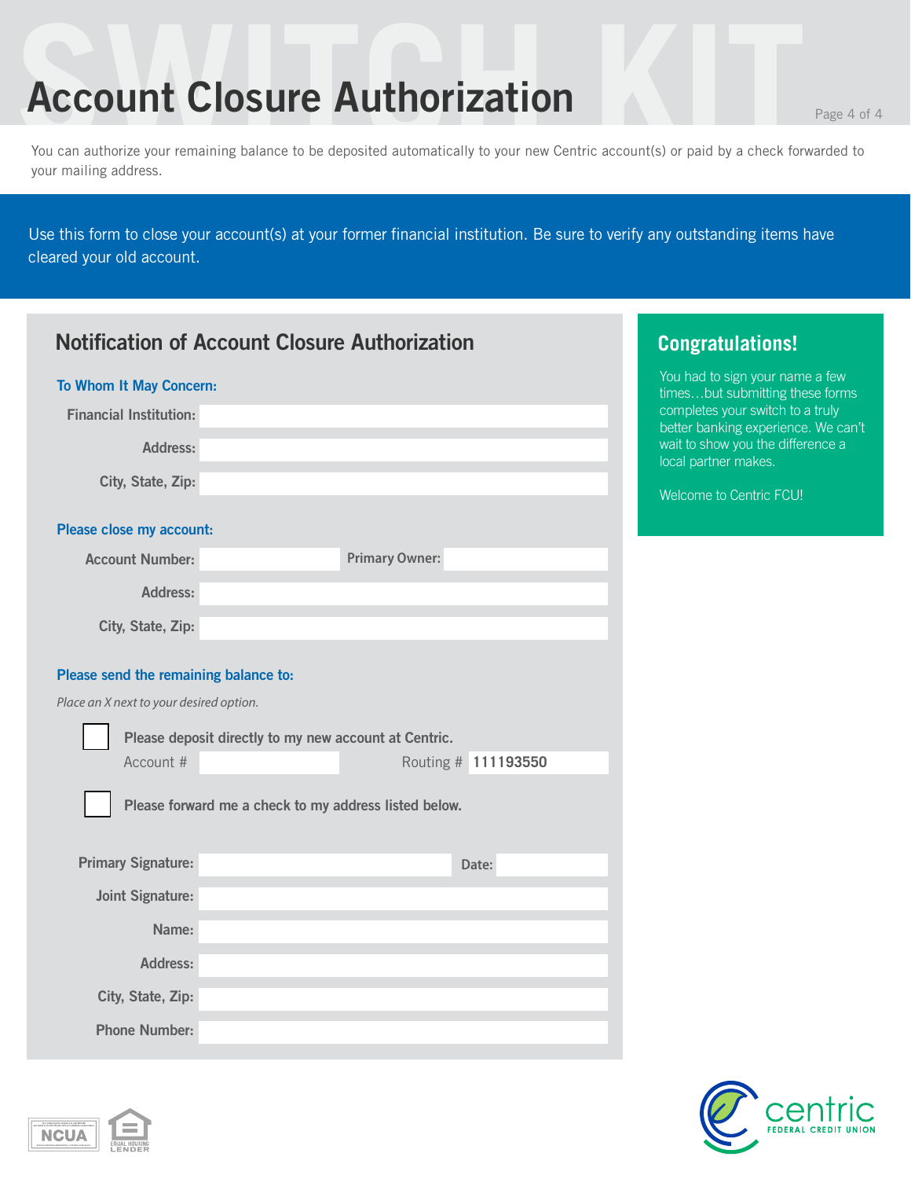# Account Closure Authorization

You can authorize your remaining balance to be deposited automatically to your new Centric account(s) or paid by a check forwarded to your mailing address.

Use this form to close your account(s) at your former financial institution. Be sure to verify any outstanding items have cleared your old account.

## Notification of Account Closure Authorization

**To Whom It May Concern:**

**Financial Institution:** ______________________

**Address:** ______________________

**City, State, Zip:** ______________________

**Please close my account:**

**Account Number:** ____________ **Primary Owner:** ____________

**Address:** ______________________

**City, State, Zip:** ______________________

**Please send the remaining balance to:**

*Place an X next to your desired option.*

☐ **Please deposit directly to my new account at Centric.**

Account # ____________ Routing # **111193550**

☐ **Please forward me a check to my address listed below.**

**Primary Signature:** ____________ **Date:** ____________

**Joint Signature:** ______________________

**Name:** ______________________

**Address:** ______________________

**City, State, Zip:** ______________________

**Phone Number:** ______________________

## Congratulations!

You had to sign your name a few times…but submitting these forms completes your switch to a truly better banking experience. We can't wait to show you the difference a local partner makes.

Welcome to Centric FCU!

NCUA

EQUAL HOUSING LENDER

centric FEDERAL CREDIT UNION